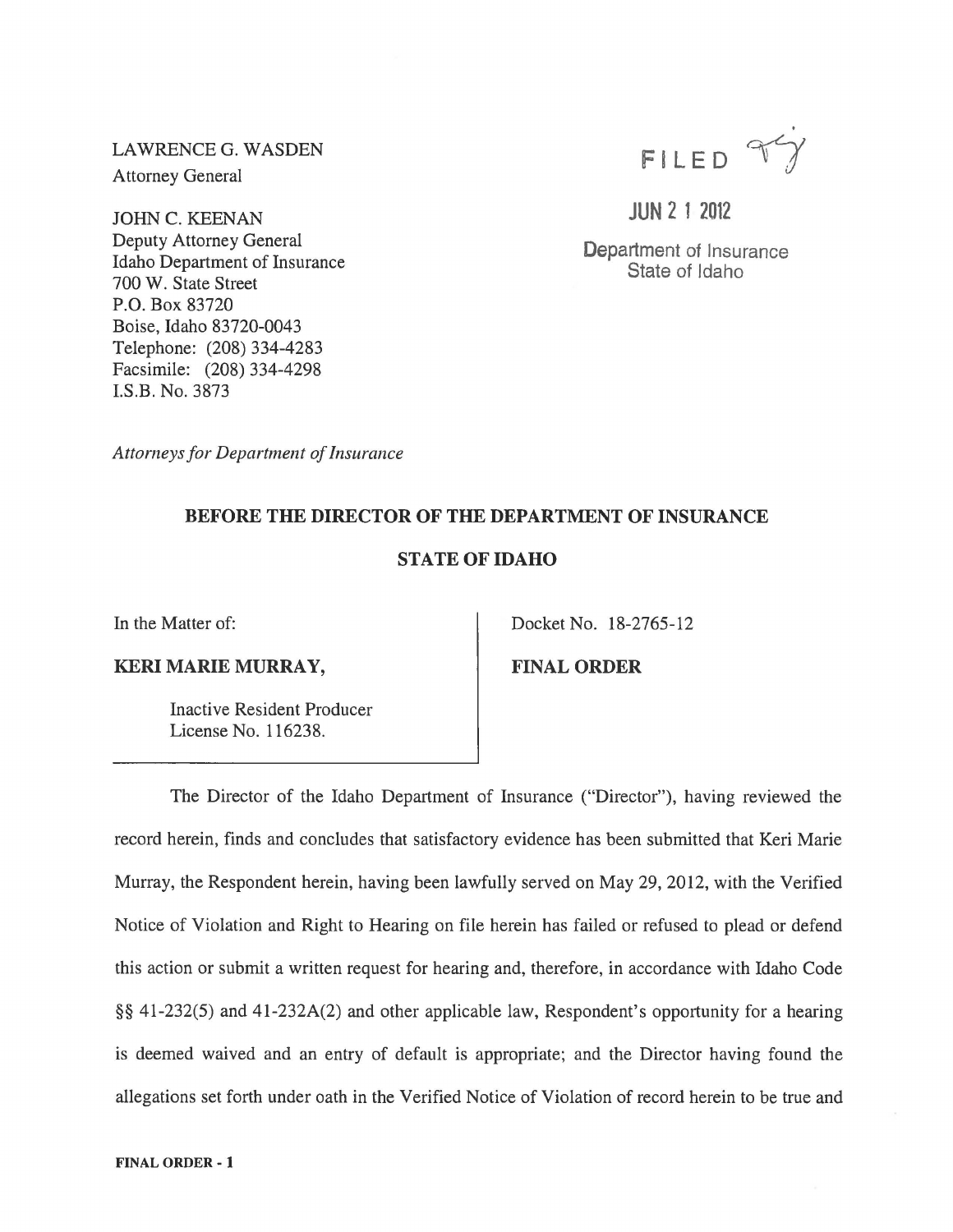LAWRENCE G. WASDEN
Attorney General

JOHN C. KEENAN
Deputy Attorney General
Idaho Department of Insurance
700 W. State Street
P.O. Box 83720
Boise, Idaho 83720-0043
Telephone: (208) 334-4283
Facsimile: (208) 334-4298
I.S.B. No. 3873

FILED

JUN 21 2012

Department of Insurance
State of Idaho

*Attorneys for Department of Insurance*

**BEFORE THE DIRECTOR OF THE DEPARTMENT OF INSURANCE**

**STATE OF IDAHO**

In the Matter of:

**KERI MARIE MURRAY,**

Inactive Resident Producer
License No. 116238.

Docket No. 18-2765-12

**FINAL ORDER**

The Director of the Idaho Department of Insurance ("Director"), having reviewed the record herein, finds and concludes that satisfactory evidence has been submitted that Keri Marie Murray, the Respondent herein, having been lawfully served on May 29, 2012, with the Verified Notice of Violation and Right to Hearing on file herein has failed or refused to plead or defend this action or submit a written request for hearing and, therefore, in accordance with Idaho Code §§ 41-232(5) and 41-232A(2) and other applicable law, Respondent's opportunity for a hearing is deemed waived and an entry of default is appropriate; and the Director having found the allegations set forth under oath in the Verified Notice of Violation of record herein to be true and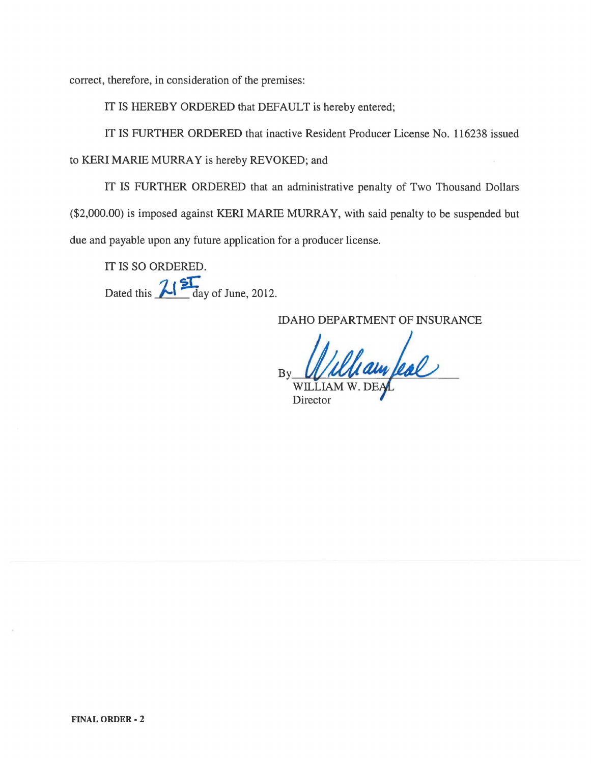correct, therefore, in consideration of the premises:

IT IS HEREBY ORDERED that DEFAULT is hereby entered;

IT IS FURTHER ORDERED that inactive Resident Producer License No. 116238 issued to KERI MARIE MURRAY is hereby REVOKED; and

IT IS FURTHER ORDERED that an administrative penalty of Two Thousand Dollars ($2,000.00) is imposed against KERI MARIE MURRAY, with said penalty to be suspended but due and payable upon any future application for a producer license.

IT IS SO ORDERED.

Dated this 21st day of June, 2012.

IDAHO DEPARTMENT OF INSURANCE

By William Deal
WILLIAM W. DEAL
Director

**FINAL ORDER - 2**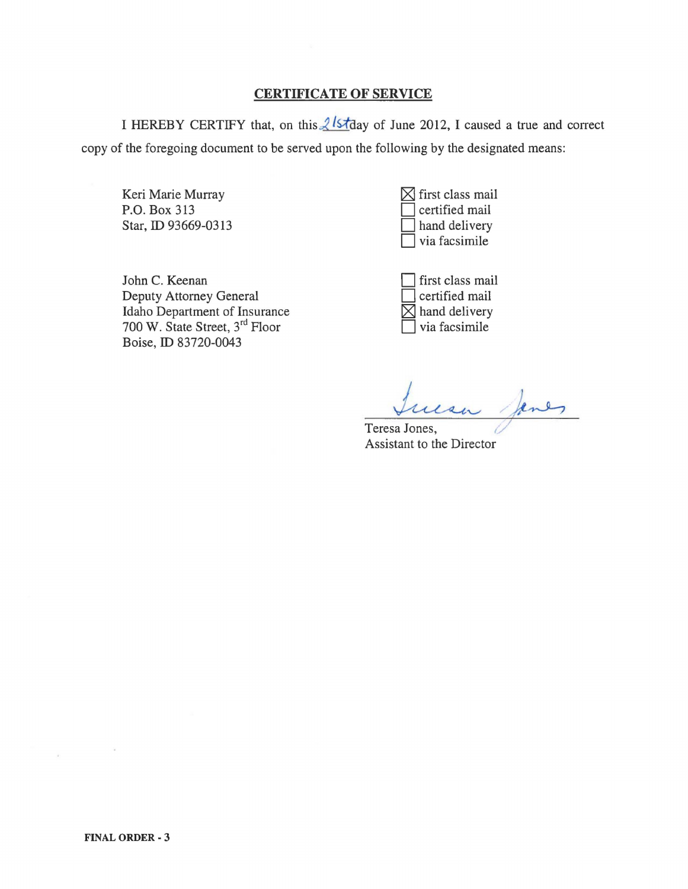## CERTIFICATE OF SERVICE

I HEREBY CERTIFY that, on this 21st day of June 2012, I caused a true and correct copy of the foregoing document to be served upon the following by the designated means:

| | |
|---|---|
| Keri Marie Murray<br>P.O. Box 313<br>Star, ID 93669-0313 | ☒ first class mail<br>☐ certified mail<br>☐ hand delivery<br>☐ via facsimile |
| John C. Keenan<br>Deputy Attorney General<br>Idaho Department of Insurance<br>700 W. State Street, 3rd Floor<br>Boise, ID 83720-0043 | ☐ first class mail<br>☐ certified mail<br>☒ hand delivery<br>☐ via facsimile |

Teresa Jones,
Assistant to the Director

**FINAL ORDER - 3**